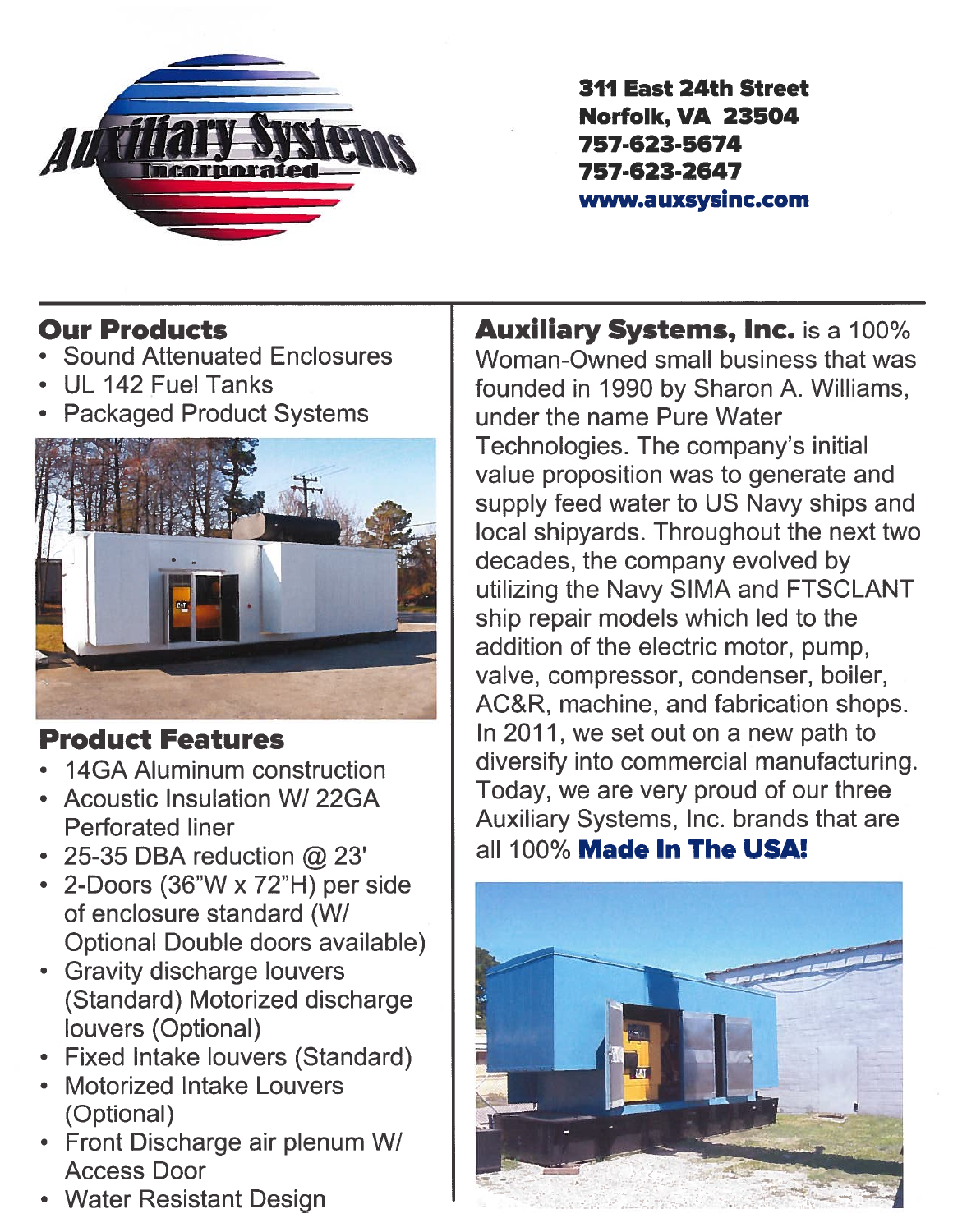Auxiliary Systems Incorporated

**311 East 24th Street**
**Norfolk, VA 23504**
**757-623-5674**
**757-623-2647**
**www.auxsysinc.com**

## Our Products

- Sound Attenuated Enclosures
- UL 142 Fuel Tanks
- Packaged Product Systems

## Product Features

- 14GA Aluminum construction
- Acoustic Insulation W/ 22GA Perforated liner
- 25-35 DBA reduction @ 23'
- 2-Doors (36"W x 72"H) per side of enclosure standard (W/ Optional Double doors available)
- Gravity discharge louvers (Standard) Motorized discharge louvers (Optional)
- Fixed Intake louvers (Standard)
- Motorized Intake Louvers (Optional)
- Front Discharge air plenum W/ Access Door
- Water Resistant Design

**Auxiliary Systems, Inc.** is a 100% Woman-Owned small business that was founded in 1990 by Sharon A. Williams, under the name Pure Water Technologies. The company's initial value proposition was to generate and supply feed water to US Navy ships and local shipyards. Throughout the next two decades, the company evolved by utilizing the Navy SIMA and FTSCLANT ship repair models which led to the addition of the electric motor, pump, valve, compressor, condenser, boiler, AC&R, machine, and fabrication shops. In 2011, we set out on a new path to diversify into commercial manufacturing. Today, we are very proud of our three Auxiliary Systems, Inc. brands that are all 100% **Made In The USA!**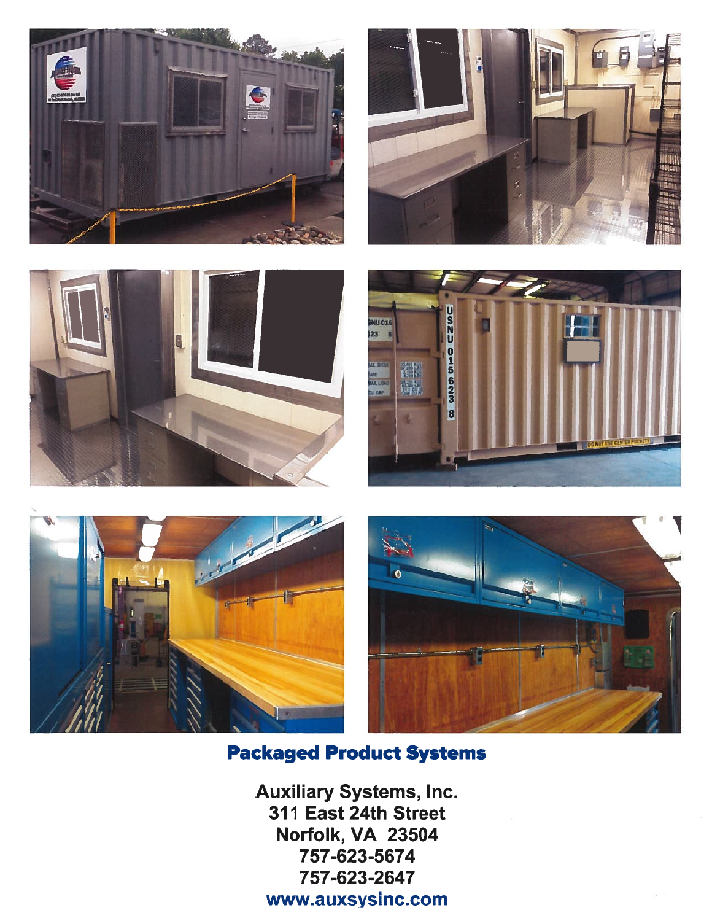## Packaged Product Systems

**Auxiliary Systems, Inc.**
**311 East 24th Street**
**Norfolk, VA 23504**
**757-623-5674**
**757-623-2647**
**www.auxsysinc.com**